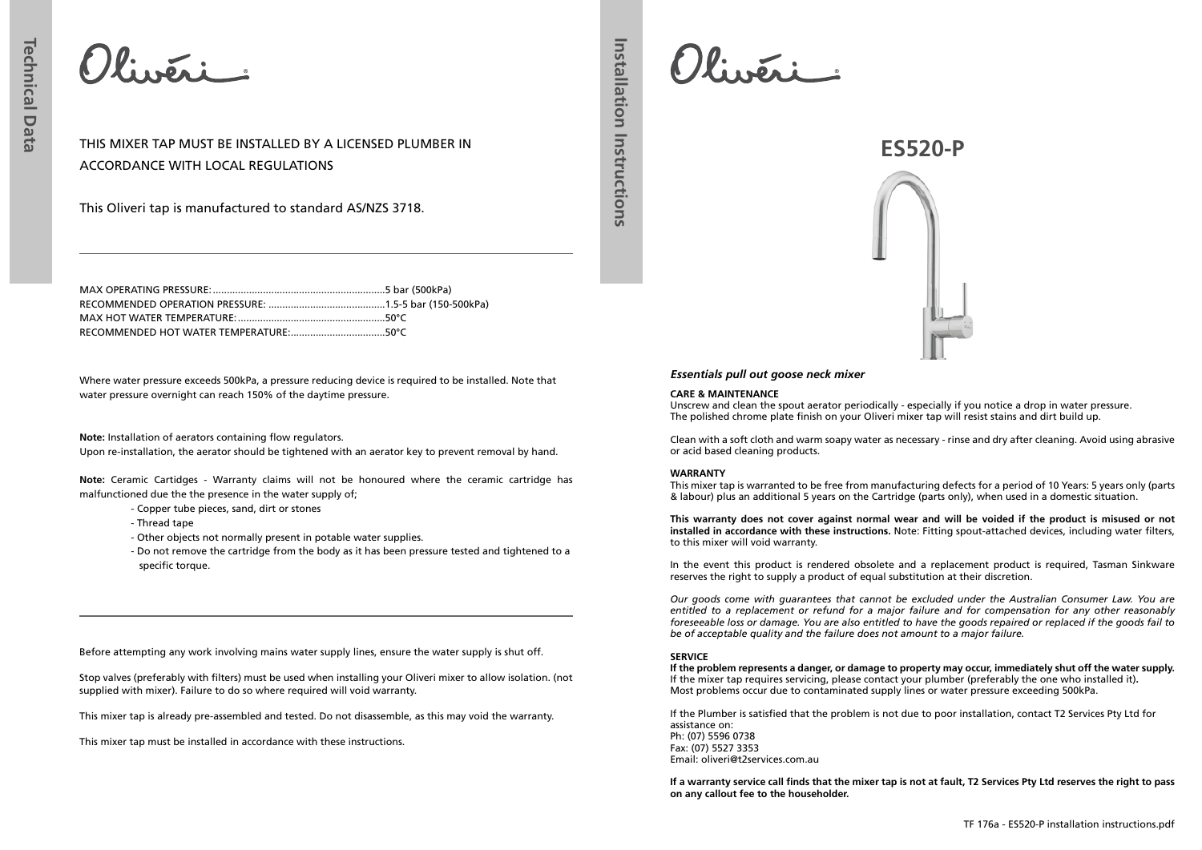# Technical Data

Oliveri

THIS MIXER TAP MUST BE INSTALLED BY A LICENSED PLUMBER IN ACCORDANCE WITH LOCAL REGULATIONS

This Oliveri tap is manufactured to standard AS/NZS 3718.

---

MAX OPERATING PRESSURE:..............................................................5 bar (500kPa)
RECOMMENDED OPERATION PRESSURE: ..........................................1.5-5 bar (150-500kPa)
MAX HOT WATER TEMPERATURE:.....................................................50°C
RECOMMENDED HOT WATER TEMPERATURE:..................................50°C

Where water pressure exceeds 500kPa, a pressure reducing device is required to be installed. Note that water pressure overnight can reach 150% of the daytime pressure.

**Note:** Installation of aerators containing flow regulators.
Upon re-installation, the aerator should be tightened with an aerator key to prevent removal by hand.

**Note:** Ceramic Cartidges - Warranty claims will not be honoured where the ceramic cartridge has malfunctioned due the the presence in the water supply of;

- Copper tube pieces, sand, dirt or stones
- Thread tape
- Other objects not normally present in potable water supplies.
- Do not remove the cartridge from the body as it has been pressure tested and tightened to a specific torque.

---

Before attempting any work involving mains water supply lines, ensure the water supply is shut off.

Stop valves (preferably with filters) must be used when installing your Oliveri mixer to allow isolation. (not supplied with mixer). Failure to do so where required will void warranty.

This mixer tap is already pre-assembled and tested. Do not disassemble, as this may void the warranty.

This mixer tap must be installed in accordance with these instructions.

# Installation Instructions

Oliveri

## ES520-P

***Essentials pull out goose neck mixer***

**CARE & MAINTENANCE**
Unscrew and clean the spout aerator periodically - especially if you notice a drop in water pressure.
The polished chrome plate finish on your Oliveri mixer tap will resist stains and dirt build up.

Clean with a soft cloth and warm soapy water as necessary - rinse and dry after cleaning. Avoid using abrasive or acid based cleaning products.

**WARRANTY**
This mixer tap is warranted to be free from manufacturing defects for a period of 10 Years: 5 years only (parts & labour) plus an additional 5 years on the Cartridge (parts only), when used in a domestic situation.

**This warranty does not cover against normal wear and will be voided if the product is misused or not installed in accordance with these instructions.** Note: Fitting spout-attached devices, including water filters, to this mixer will void warranty.

In the event this product is rendered obsolete and a replacement product is required, Tasman Sinkware reserves the right to supply a product of equal substitution at their discretion.

*Our goods come with guarantees that cannot be excluded under the Australian Consumer Law. You are entitled to a replacement or refund for a major failure and for compensation for any other reasonably foreseeable loss or damage. You are also entitled to have the goods repaired or replaced if the goods fail to be of acceptable quality and the failure does not amount to a major failure.*

**SERVICE**
**If the problem represents a danger, or damage to property may occur, immediately shut off the water supply.**
If the mixer tap requires servicing, please contact your plumber (preferably the one who installed it).
Most problems occur due to contaminated supply lines or water pressure exceeding 500kPa.

If the Plumber is satisfied that the problem is not due to poor installation, contact T2 Services Pty Ltd for assistance on:
Ph: (07) 5596 0738
Fax: (07) 5527 3353
Email: oliveri@t2services.com.au

**If a warranty service call finds that the mixer tap is not at fault, T2 Services Pty Ltd reserves the right to pass on any callout fee to the householder.**

TF 176a - ES520-P installation instructions.pdf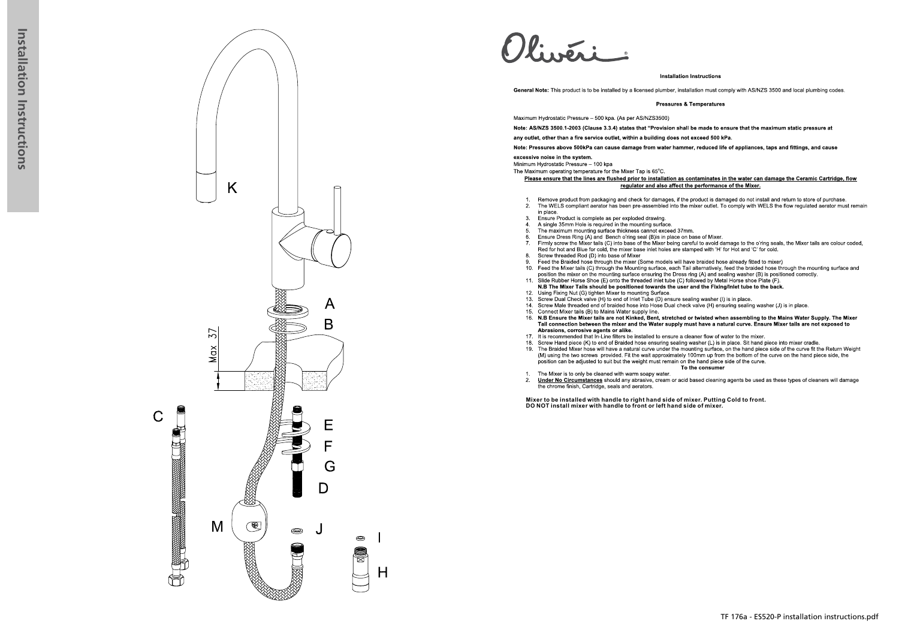# Installation Instructions

Oliveri

### Installation Instructions

**General Note:** This product is to be installed by a licensed plumber, installation must comply with AS/NZS 3500 and local plumbing codes.

### Pressures & Temperatures

Maximum Hydrostatic Pressure – 500 kpa. (As per AS/NZS3500)

**Note: AS/NZS 3500.1-2003 (Clause 3.3.4) states that "Provision shall be made to ensure that the maximum static pressure at any outlet, other than a fire service outlet, within a building does not exceed 500 kPa.**

**Note: Pressures above 500kPa can cause damage from water hammer, reduced life of appliances, taps and fittings, and cause excessive noise in the system.**

Minimum Hydrostatic Pressure – 100 kpa

The Maximum operating temperature for the Mixer Tap is 65°C.

**Please ensure that the lines are flushed prior to installation as contaminates in the water can damage the Ceramic Cartridge, flow regulator and also affect the performance of the Mixer.**

1. Remove product from packaging and check for damages, if the product is damaged do not install and return to store of purchase.
2. The WELS compliant aerator has been pre-assembled into the mixer outlet. To comply with WELS the flow regulated aerator must remain in place.
3. Ensure Product is complete as per exploded drawing.
4. A single 35mm Hole is required in the mounting surface.
5. The maximum mounting surface thickness cannot exceed 37mm.
6. Ensure Dress Ring (A) and Bench o'ring seal (B)is in place on base of Mixer.
7. Firmly screw the Mixer tails (C) into base of the Mixer being careful to avoid damage to the o'ring seals, the Mixer tails are colour coded, Red for hot and Blue for cold, the mixer base inlet holes are stamped with 'H' for Hot and 'C' for cold.
8. Screw threaded Rod (D) into base of Mixer
9. Feed the Braided hose through the mixer (Some models will have braided hose already fitted to mixer)
10. Feed the Mixer tails (C) through the Mounting surface, each Tail alternatively, feed the braided hose through the mounting surface and position the mixer on the mounting surface ensuring the Dress ring (A) and sealing washer (B) is positioned correctly.
11. Slide Rubber Horse Shoe (E) onto the threaded inlet tube (C) followed by Metal Horse shoe Plate (F).
    **N.B The Mixer Tails should be positioned towards the user and the Fixing/Inlet tube to the back.**
12. Using Fixing Nut (G) tighten Mixer to mounting Surface.
13. Screw Dual Check valve (H) to end of Inlet Tube (D) ensure sealing washer (I) is in place.
14. Screw Male threaded end of braided hose into Hose Dual check valve (H) ensuring sealing washer (J) is in place.
15. Connect Mixer tails (B) to Mains Water supply line.
16. **N.B Ensure the Mixer tails are not Kinked, Bent, stretched or twisted when assembling to the Mains Water Supply. The Mixer Tail connection between the mixer and the Water supply must have a natural curve. Ensure Mixer tails are not exposed to Abrasions, corrosive agents or alike.**
17. It is recommended that In-Line filters be installed to ensure a cleaner flow of water to the mixer.
18. Screw Hand piece (K) to end of Braided hose ensuring sealing washer (L) is in place. Sit hand piece into mixer cradle.
19. The Braided Mixer hose will have a natural curve under the mounting surface, on the hand piece side of the curve fit the Return Weight (M) using the two screws provided. Fit the wait approximately 100mm up from the bottom of the curve on the hand piece side, the position can be adjusted to suit but the weight must remain on the hand piece side of the curve.

### To the consumer

1. The Mixer is to only be cleaned with warm soapy water.
2. **Under No Circumstances** should any abrasive, cream or acid based cleaning agents be used as these types of cleaners will damage the chrome finish, Cartridge, seals and aerators.

**Mixer to be installed with handle to right hand side of mixer. Putting Cold to front.**
**DO NOT install mixer with handle to front or left hand side of mixer.**

K
A
B
Max 37
C
E
F
G
D
M
J
I
H

TF 176a - ES520-P installation instructions.pdf